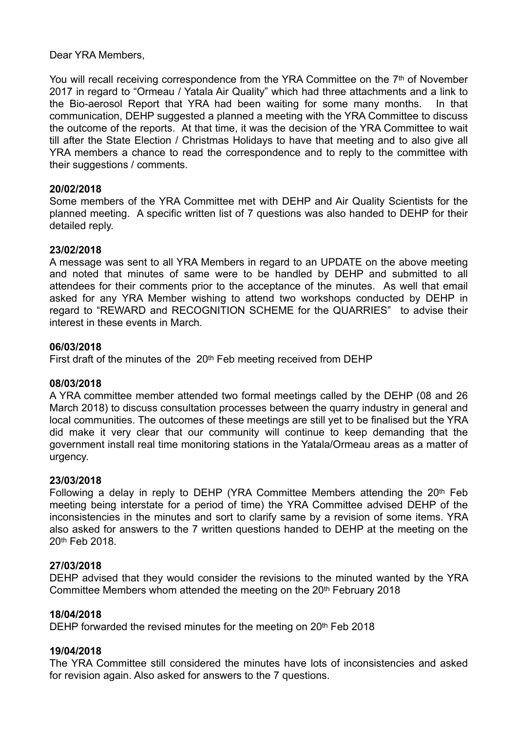Dear YRA Members,

You will recall receiving correspondence from the YRA Committee on the 7th of November 2017 in regard to "Ormeau / Yatala Air Quality" which had three attachments and a link to the Bio-aerosol Report that YRA had been waiting for some many months. In that communication, DEHP suggested a planned a meeting with the YRA Committee to discuss the outcome of the reports. At that time, it was the decision of the YRA Committee to wait till after the State Election / Christmas Holidays to have that meeting and to also give all YRA members a chance to read the correspondence and to reply to the committee with their suggestions / comments.

**20/02/2018**
Some members of the YRA Committee met with DEHP and Air Quality Scientists for the planned meeting. A specific written list of 7 questions was also handed to DEHP for their detailed reply.

**23/02/2018**
A message was sent to all YRA Members in regard to an UPDATE on the above meeting and noted that minutes of same were to be handled by DEHP and submitted to all attendees for their comments prior to the acceptance of the minutes. As well that email asked for any YRA Member wishing to attend two workshops conducted by DEHP in regard to "REWARD and RECOGNITION SCHEME for the QUARRIES" to advise their interest in these events in March.

**06/03/2018**
First draft of the minutes of the 20th Feb meeting received from DEHP

**08/03/2018**
A YRA committee member attended two formal meetings called by the DEHP (08 and 26 March 2018) to discuss consultation processes between the quarry industry in general and local communities. The outcomes of these meetings are still yet to be finalised but the YRA did make it very clear that our community will continue to keep demanding that the government install real time monitoring stations in the Yatala/Ormeau areas as a matter of urgency.

**23/03/2018**
Following a delay in reply to DEHP (YRA Committee Members attending the 20th Feb meeting being interstate for a period of time) the YRA Committee advised DEHP of the inconsistencies in the minutes and sort to clarify same by a revision of some items. YRA also asked for answers to the 7 written questions handed to DEHP at the meeting on the 20th Feb 2018.

**27/03/2018**
DEHP advised that they would consider the revisions to the minuted wanted by the YRA Committee Members whom attended the meeting on the 20th February 2018

**18/04/2018**
DEHP forwarded the revised minutes for the meeting on 20th Feb 2018

**19/04/2018**
The YRA Committee still considered the minutes have lots of inconsistencies and asked for revision again. Also asked for answers to the 7 questions.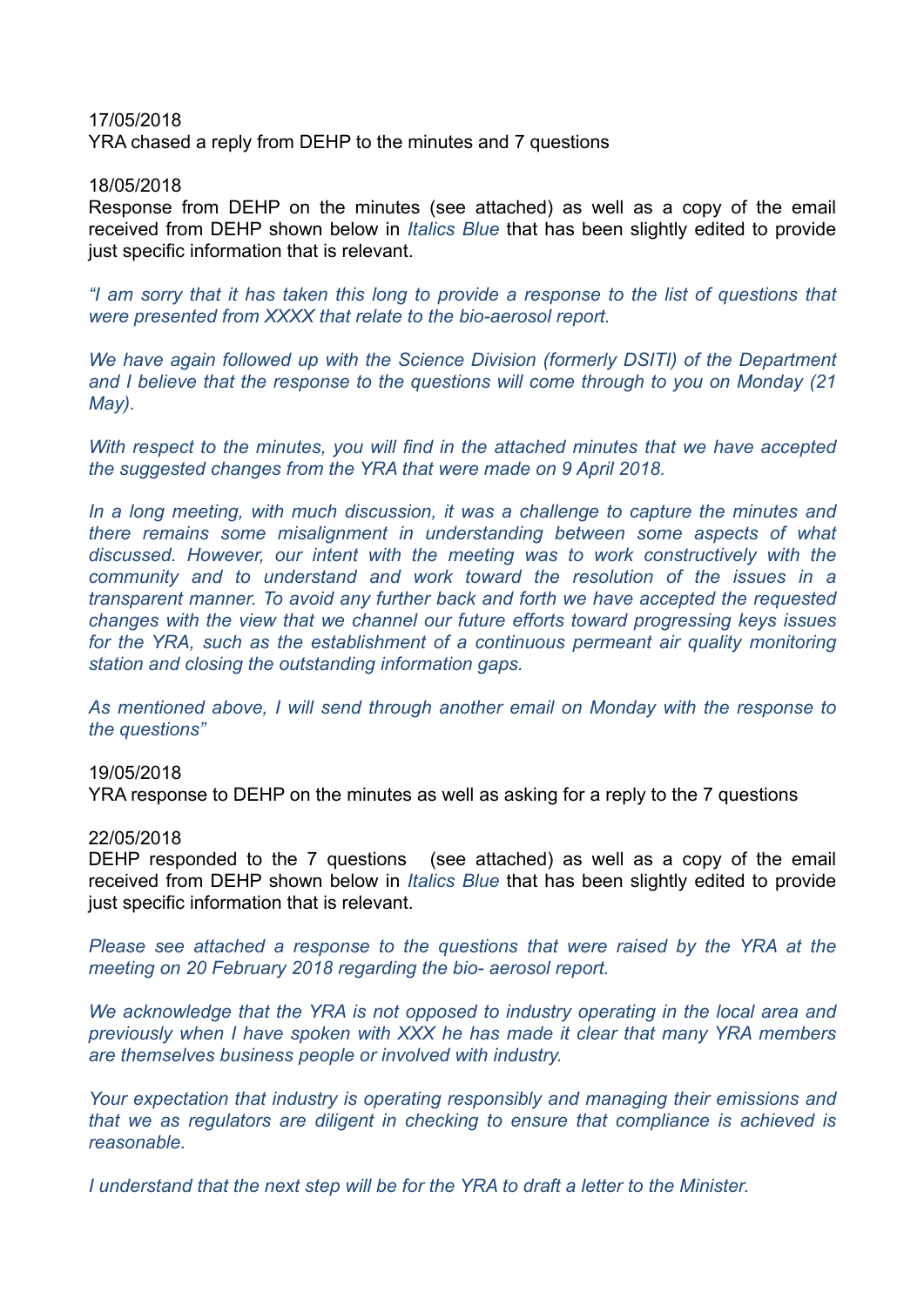17/05/2018

YRA chased a reply from DEHP to the minutes and 7 questions

18/05/2018

Response from DEHP on the minutes (see attached) as well as a copy of the email received from DEHP shown below in *Italics Blue* that has been slightly edited to provide just specific information that is relevant.

*"I am sorry that it has taken this long to provide a response to the list of questions that were presented from XXXX that relate to the bio-aerosol report.*

*We have again followed up with the Science Division (formerly DSITI) of the Department and I believe that the response to the questions will come through to you on Monday (21 May).*

*With respect to the minutes, you will find in the attached minutes that we have accepted the suggested changes from the YRA that were made on 9 April 2018.*

*In a long meeting, with much discussion, it was a challenge to capture the minutes and there remains some misalignment in understanding between some aspects of what discussed. However, our intent with the meeting was to work constructively with the community and to understand and work toward the resolution of the issues in a transparent manner. To avoid any further back and forth we have accepted the requested changes with the view that we channel our future efforts toward progressing keys issues for the YRA, such as the establishment of a continuous permeant air quality monitoring station and closing the outstanding information gaps.*

*As mentioned above, I will send through another email on Monday with the response to the questions"*

19/05/2018

YRA response to DEHP on the minutes as well as asking for a reply to the 7 questions

22/05/2018

DEHP responded to the 7 questions (see attached) as well as a copy of the email received from DEHP shown below in *Italics Blue* that has been slightly edited to provide just specific information that is relevant.

*Please see attached a response to the questions that were raised by the YRA at the meeting on 20 February 2018 regarding the bio- aerosol report.*

*We acknowledge that the YRA is not opposed to industry operating in the local area and previously when I have spoken with XXX he has made it clear that many YRA members are themselves business people or involved with industry.*

*Your expectation that industry is operating responsibly and managing their emissions and that we as regulators are diligent in checking to ensure that compliance is achieved is reasonable.*

*I understand that the next step will be for the YRA to draft a letter to the Minister.*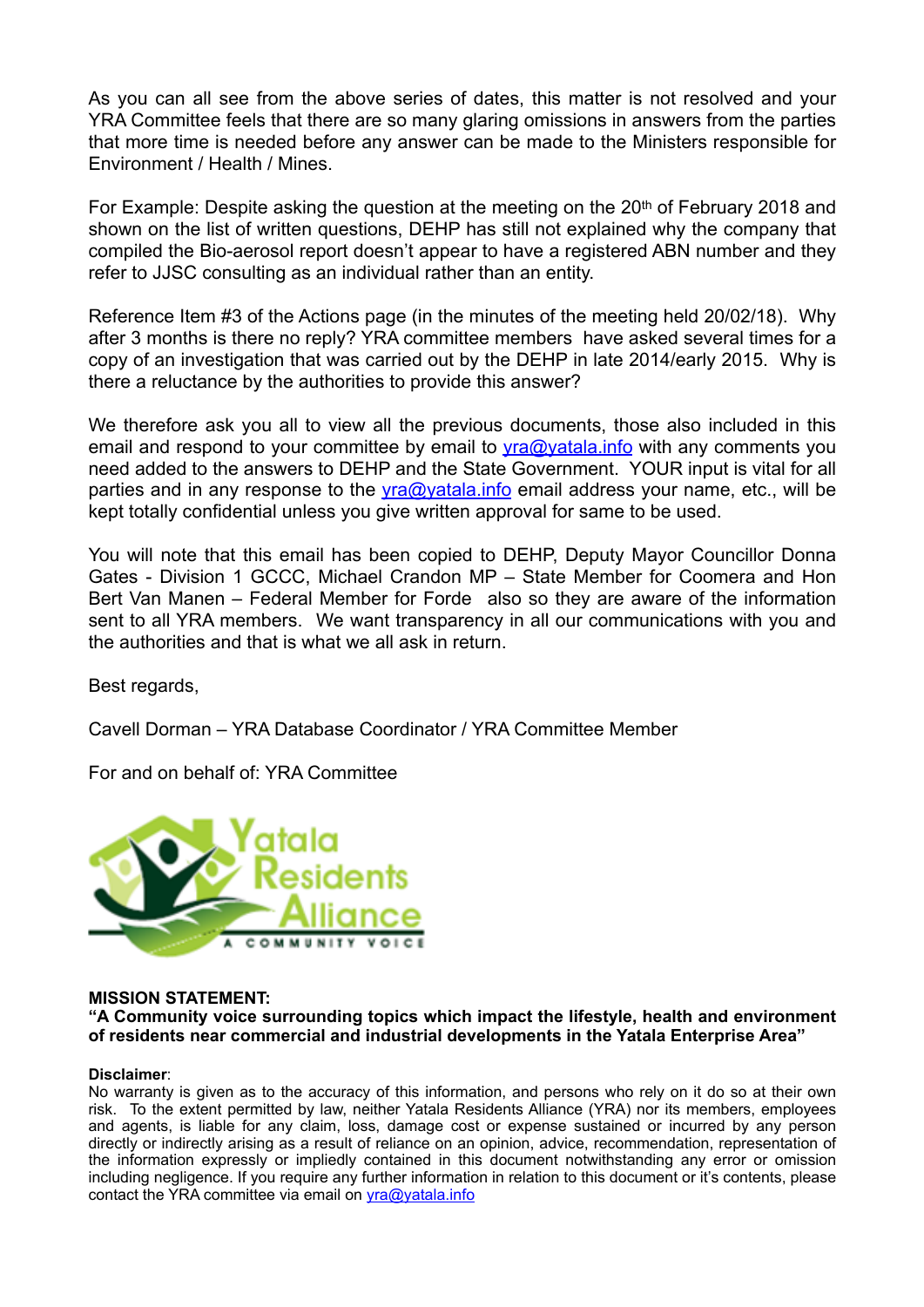As you can all see from the above series of dates, this matter is not resolved and your YRA Committee feels that there are so many glaring omissions in answers from the parties that more time is needed before any answer can be made to the Ministers responsible for Environment / Health / Mines.

For Example: Despite asking the question at the meeting on the 20th of February 2018 and shown on the list of written questions, DEHP has still not explained why the company that compiled the Bio-aerosol report doesn't appear to have a registered ABN number and they refer to JJSC consulting as an individual rather than an entity.

Reference Item #3 of the Actions page (in the minutes of the meeting held 20/02/18). Why after 3 months is there no reply? YRA committee members have asked several times for a copy of an investigation that was carried out by the DEHP in late 2014/early 2015. Why is there a reluctance by the authorities to provide this answer?

We therefore ask you all to view all the previous documents, those also included in this email and respond to your committee by email to [yra@yatala.info](mailto:yra@yatala.info) with any comments you need added to the answers to DEHP and the State Government. YOUR input is vital for all parties and in any response to the [yra@yatala.info](mailto:yra@yatala.info) email address your name, etc., will be kept totally confidential unless you give written approval for same to be used.

You will note that this email has been copied to DEHP, Deputy Mayor Councillor Donna Gates - Division 1 GCCC, Michael Crandon MP – State Member for Coomera and Hon Bert Van Manen – Federal Member for Forde also so they are aware of the information sent to all YRA members. We want transparency in all our communications with you and the authorities and that is what we all ask in return.

Best regards,

Cavell Dorman – YRA Database Coordinator / YRA Committee Member

For and on behalf of: YRA Committee

Yatala Residents Alliance
A COMMUNITY VOICE

**MISSION STATEMENT:**
**"A Community voice surrounding topics which impact the lifestyle, health and environment of residents near commercial and industrial developments in the Yatala Enterprise Area"**

**Disclaimer**:
No warranty is given as to the accuracy of this information, and persons who rely on it do so at their own risk. To the extent permitted by law, neither Yatala Residents Alliance (YRA) nor its members, employees and agents, is liable for any claim, loss, damage cost or expense sustained or incurred by any person directly or indirectly arising as a result of reliance on an opinion, advice, recommendation, representation of the information expressly or impliedly contained in this document notwithstanding any error or omission including negligence. If you require any further information in relation to this document or it's contents, please contact the YRA committee via email on [yra@yatala.info](mailto:yra@yatala.info)